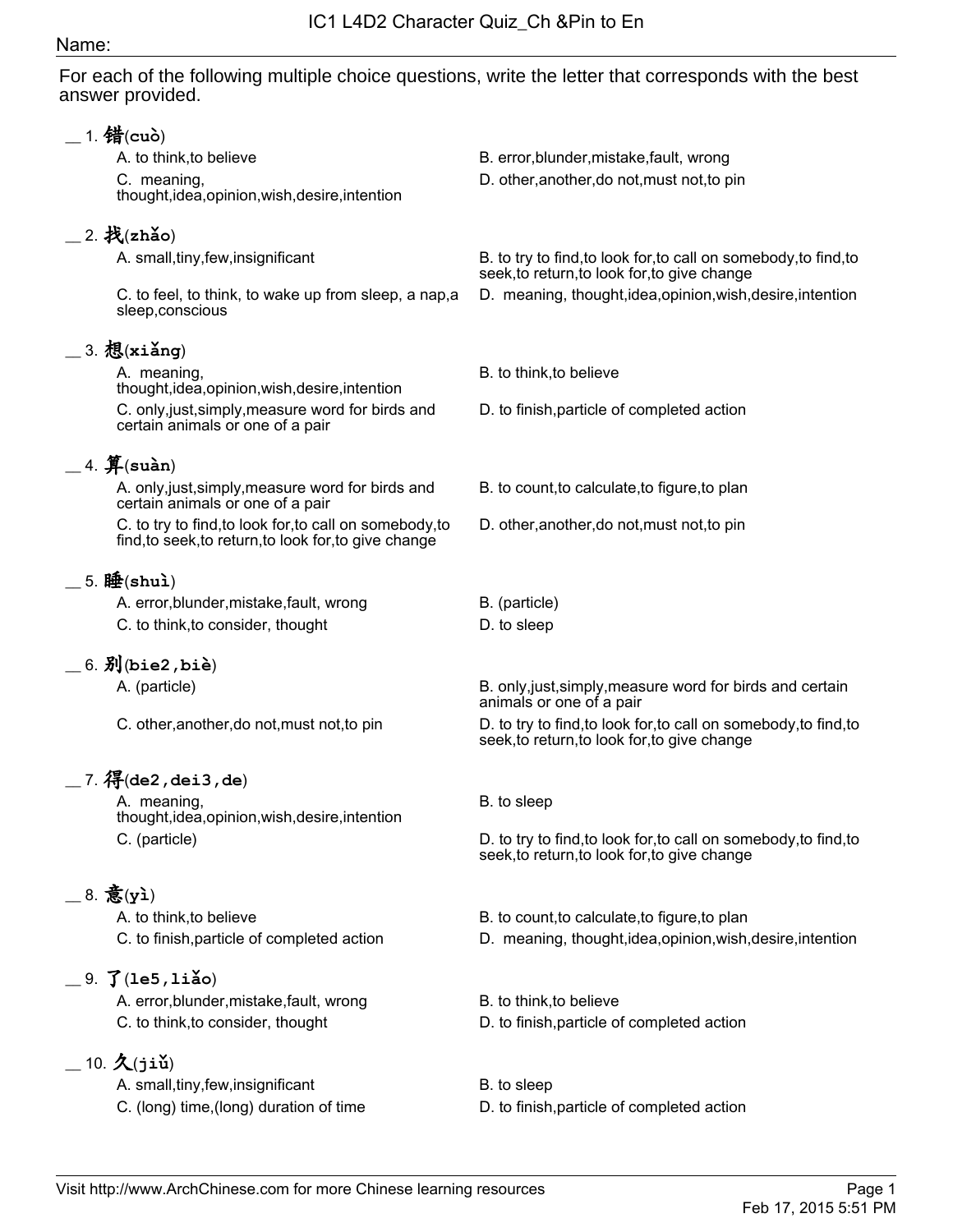# IC1 L4D2 Character Quiz_Ch &Pin to En

Name:

For each of the following multiple choice questions, write the letter that corresponds with the best answer provided.

__ 1. 错(cuò)

A. to think,to believe

B. error,blunder,mistake,fault, wrong

C. meaning, thought,idea,opinion,wish,desire,intention

D. other,another,do not,must not,to pin

__ 2. 找(zhǎo)

A. small,tiny,few,insignificant

B. to try to find,to look for,to call on somebody,to find,to seek,to return,to look for,to give change

C. to feel, to think, to wake up from sleep, a nap,a sleep,conscious

D. meaning, thought,idea,opinion,wish,desire,intention

__ 3. 想(xiǎng)

A. meaning, thought,idea,opinion,wish,desire,intention

B. to think,to believe

C. only,just,simply,measure word for birds and certain animals or one of a pair

D. to finish,particle of completed action

__ 4. 算(suàn)

A. only,just,simply,measure word for birds and certain animals or one of a pair

B. to count,to calculate,to figure,to plan

C. to try to find,to look for,to call on somebody,to find,to seek,to return,to look for,to give change

D. other,another,do not,must not,to pin

__ 5. 睡(shuì)

A. error,blunder,mistake,fault, wrong

B. (particle)

C. to think,to consider, thought

D. to sleep

__ 6. 别(bie2,biè)

A. (particle)

B. only,just,simply,measure word for birds and certain animals or one of a pair

C. other,another,do not,must not,to pin

D. to try to find,to look for,to call on somebody,to find,to seek,to return,to look for,to give change

__ 7. 得(de2,dei3,de)

A. meaning, thought,idea,opinion,wish,desire,intention

B. to sleep

C. (particle)

D. to try to find,to look for,to call on somebody,to find,to seek,to return,to look for,to give change

__ 8. 意(yì)

A. to think,to believe

B. to count,to calculate,to figure,to plan

C. to finish,particle of completed action

D. meaning, thought,idea,opinion,wish,desire,intention

__ 9. 了(le5,liǎo)

A. error,blunder,mistake,fault, wrong

B. to think,to believe

C. to think,to consider, thought

D. to finish,particle of completed action

__ 10. 久(jiǔ)

A. small,tiny,few,insignificant

B. to sleep

C. (long) time,(long) duration of time

D. to finish,particle of completed action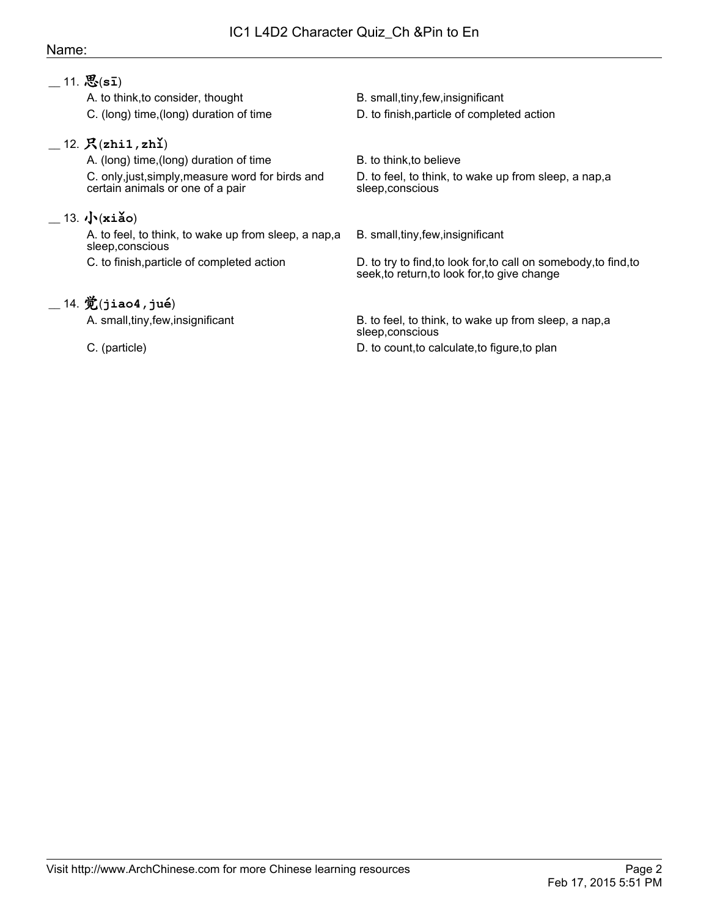Name:

__ 11. 思(sī)

A. to think,to consider, thought

B. small,tiny,few,insignificant

C. (long) time,(long) duration of time

D. to finish,particle of completed action

__ 12. 只(zhi1,zhǐ)

A. (long) time,(long) duration of time

B. to think,to believe

C. only,just,simply,measure word for birds and certain animals or one of a pair

D. to feel, to think, to wake up from sleep, a nap,a sleep,conscious

__ 13. 小(xiǎo)

A. to feel, to think, to wake up from sleep, a nap,a sleep,conscious

B. small,tiny,few,insignificant

C. to finish,particle of completed action

D. to try to find,to look for,to call on somebody,to find,to seek,to return,to look for,to give change

__ 14. 觉(jiao4,jué)

A. small,tiny,few,insignificant

B. to feel, to think, to wake up from sleep, a nap,a sleep,conscious

C. (particle)

D. to count,to calculate,to figure,to plan